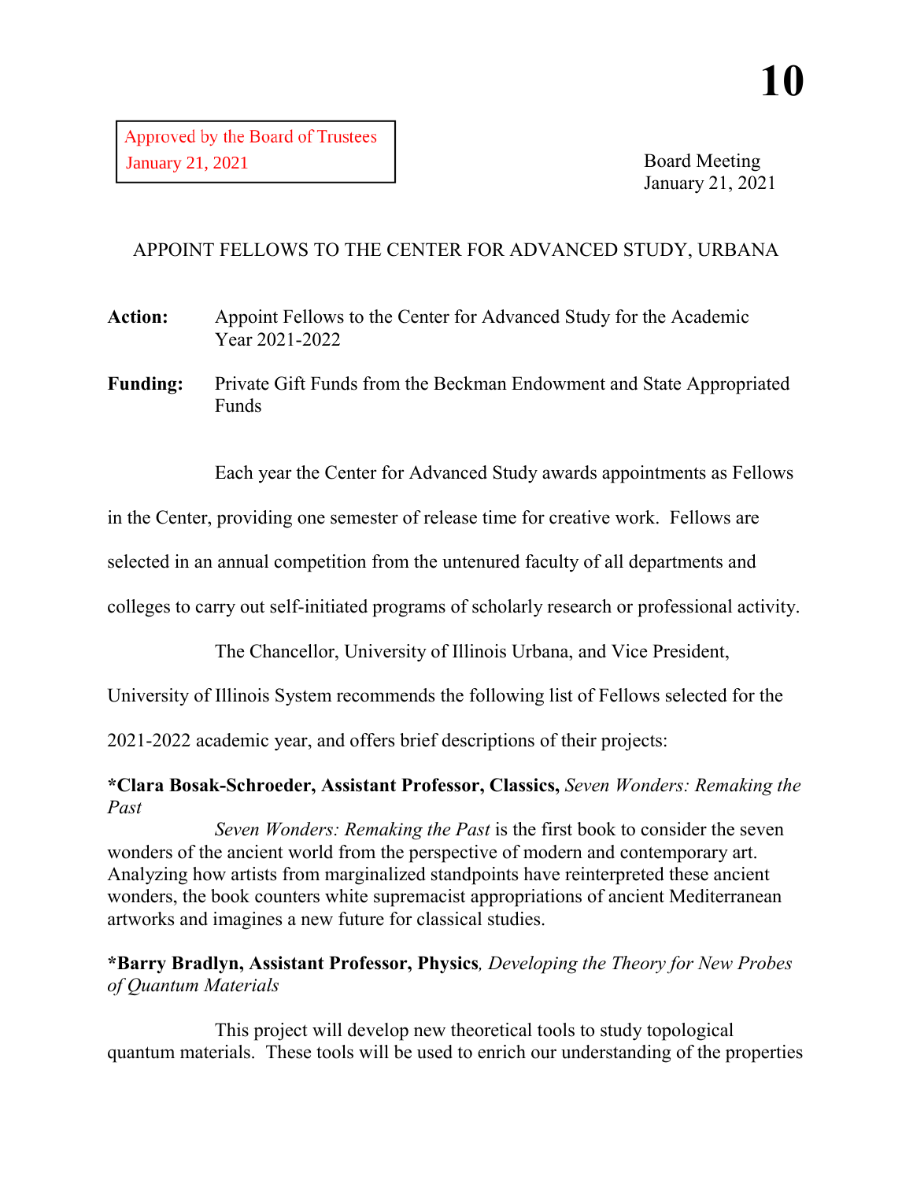Approved by the Board of Trustees
January 21, 2021

# 10

Board Meeting
January 21, 2021

## APPOINT FELLOWS TO THE CENTER FOR ADVANCED STUDY, URBANA

**Action:** Appoint Fellows to the Center for Advanced Study for the Academic Year 2021-2022

**Funding:** Private Gift Funds from the Beckman Endowment and State Appropriated Funds

Each year the Center for Advanced Study awards appointments as Fellows in the Center, providing one semester of release time for creative work. Fellows are selected in an annual competition from the untenured faculty of all departments and colleges to carry out self-initiated programs of scholarly research or professional activity.

The Chancellor, University of Illinois Urbana, and Vice President, University of Illinois System recommends the following list of Fellows selected for the 2021-2022 academic year, and offers brief descriptions of their projects:

**\*Clara Bosak-Schroeder, Assistant Professor, Classics,** *Seven Wonders: Remaking the Past*

*Seven Wonders: Remaking the Past* is the first book to consider the seven wonders of the ancient world from the perspective of modern and contemporary art. Analyzing how artists from marginalized standpoints have reinterpreted these ancient wonders, the book counters white supremacist appropriations of ancient Mediterranean artworks and imagines a new future for classical studies.

**\*Barry Bradlyn, Assistant Professor, Physics***, Developing the Theory for New Probes of Quantum Materials*

This project will develop new theoretical tools to study topological quantum materials. These tools will be used to enrich our understanding of the properties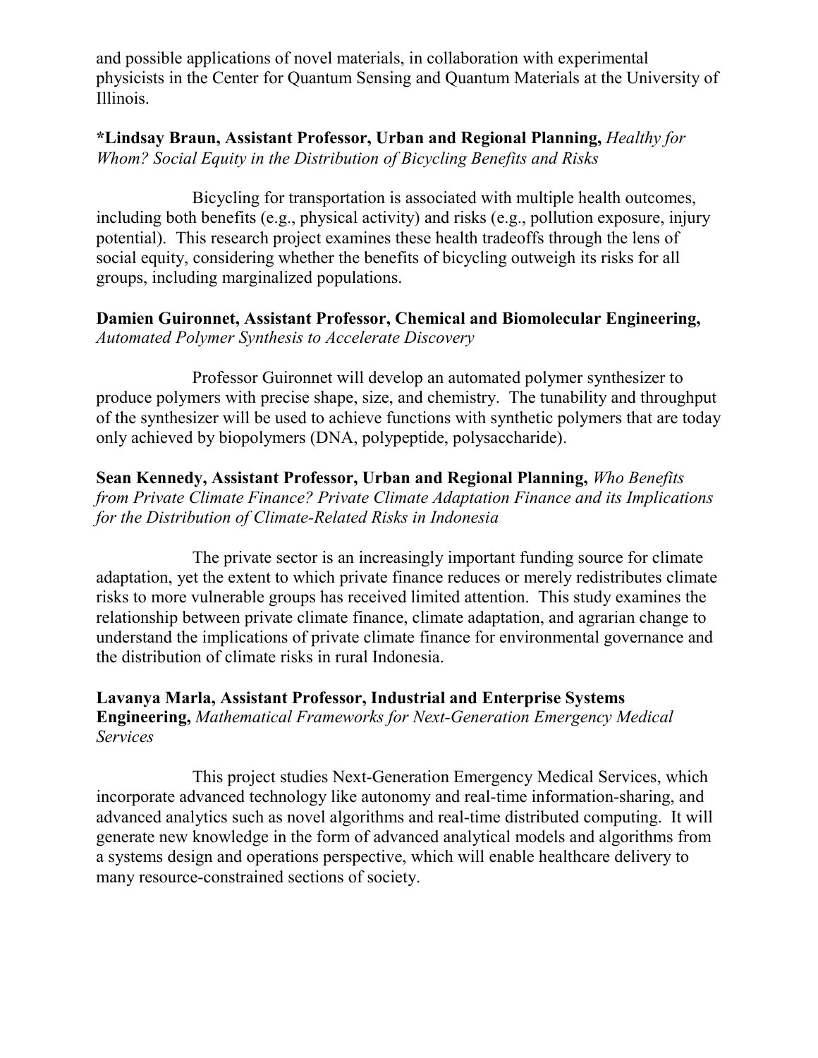and possible applications of novel materials, in collaboration with experimental physicists in the Center for Quantum Sensing and Quantum Materials at the University of Illinois.

**\*Lindsay Braun, Assistant Professor, Urban and Regional Planning,** *Healthy for Whom? Social Equity in the Distribution of Bicycling Benefits and Risks*

Bicycling for transportation is associated with multiple health outcomes, including both benefits (e.g., physical activity) and risks (e.g., pollution exposure, injury potential). This research project examines these health tradeoffs through the lens of social equity, considering whether the benefits of bicycling outweigh its risks for all groups, including marginalized populations.

**Damien Guironnet, Assistant Professor, Chemical and Biomolecular Engineering,** *Automated Polymer Synthesis to Accelerate Discovery*

Professor Guironnet will develop an automated polymer synthesizer to produce polymers with precise shape, size, and chemistry. The tunability and throughput of the synthesizer will be used to achieve functions with synthetic polymers that are today only achieved by biopolymers (DNA, polypeptide, polysaccharide).

**Sean Kennedy, Assistant Professor, Urban and Regional Planning,** *Who Benefits from Private Climate Finance? Private Climate Adaptation Finance and its Implications for the Distribution of Climate-Related Risks in Indonesia*

The private sector is an increasingly important funding source for climate adaptation, yet the extent to which private finance reduces or merely redistributes climate risks to more vulnerable groups has received limited attention. This study examines the relationship between private climate finance, climate adaptation, and agrarian change to understand the implications of private climate finance for environmental governance and the distribution of climate risks in rural Indonesia.

**Lavanya Marla, Assistant Professor, Industrial and Enterprise Systems Engineering,** *Mathematical Frameworks for Next-Generation Emergency Medical Services*

This project studies Next-Generation Emergency Medical Services, which incorporate advanced technology like autonomy and real-time information-sharing, and advanced analytics such as novel algorithms and real-time distributed computing. It will generate new knowledge in the form of advanced analytical models and algorithms from a systems design and operations perspective, which will enable healthcare delivery to many resource-constrained sections of society.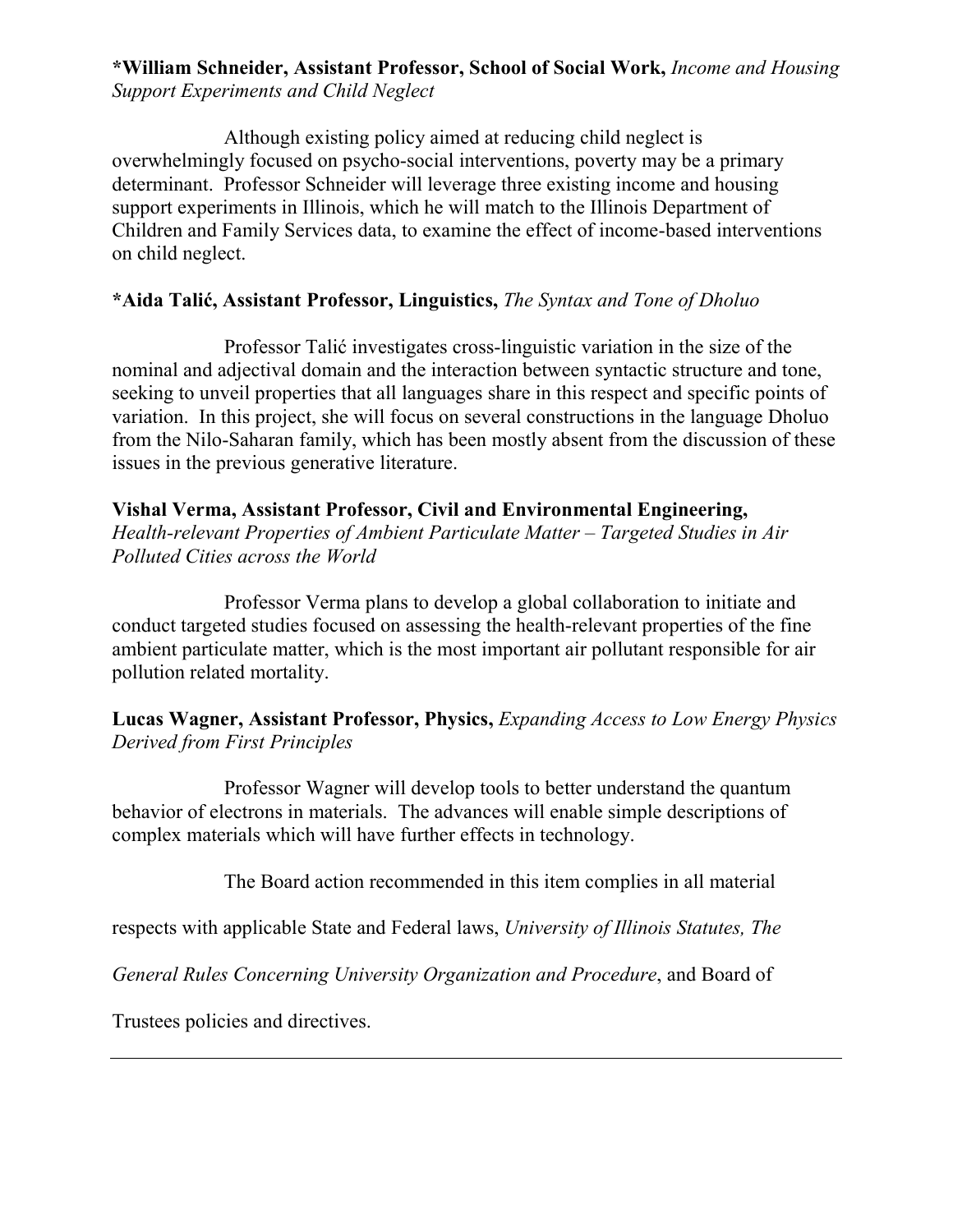***William Schneider, Assistant Professor, School of Social Work,** *Income and Housing Support Experiments and Child Neglect*

Although existing policy aimed at reducing child neglect is overwhelmingly focused on psycho-social interventions, poverty may be a primary determinant. Professor Schneider will leverage three existing income and housing support experiments in Illinois, which he will match to the Illinois Department of Children and Family Services data, to examine the effect of income-based interventions on child neglect.

***Aida Talić, Assistant Professor, Linguistics,** *The Syntax and Tone of Dholuo*

Professor Talić investigates cross-linguistic variation in the size of the nominal and adjectival domain and the interaction between syntactic structure and tone, seeking to unveil properties that all languages share in this respect and specific points of variation. In this project, she will focus on several constructions in the language Dholuo from the Nilo-Saharan family, which has been mostly absent from the discussion of these issues in the previous generative literature.

**Vishal Verma, Assistant Professor, Civil and Environmental Engineering,** *Health-relevant Properties of Ambient Particulate Matter – Targeted Studies in Air Polluted Cities across the World*

Professor Verma plans to develop a global collaboration to initiate and conduct targeted studies focused on assessing the health-relevant properties of the fine ambient particulate matter, which is the most important air pollutant responsible for air pollution related mortality.

**Lucas Wagner, Assistant Professor, Physics,** *Expanding Access to Low Energy Physics Derived from First Principles*

Professor Wagner will develop tools to better understand the quantum behavior of electrons in materials. The advances will enable simple descriptions of complex materials which will have further effects in technology.

The Board action recommended in this item complies in all material respects with applicable State and Federal laws, *University of Illinois Statutes, The General Rules Concerning University Organization and Procedure*, and Board of Trustees policies and directives.

---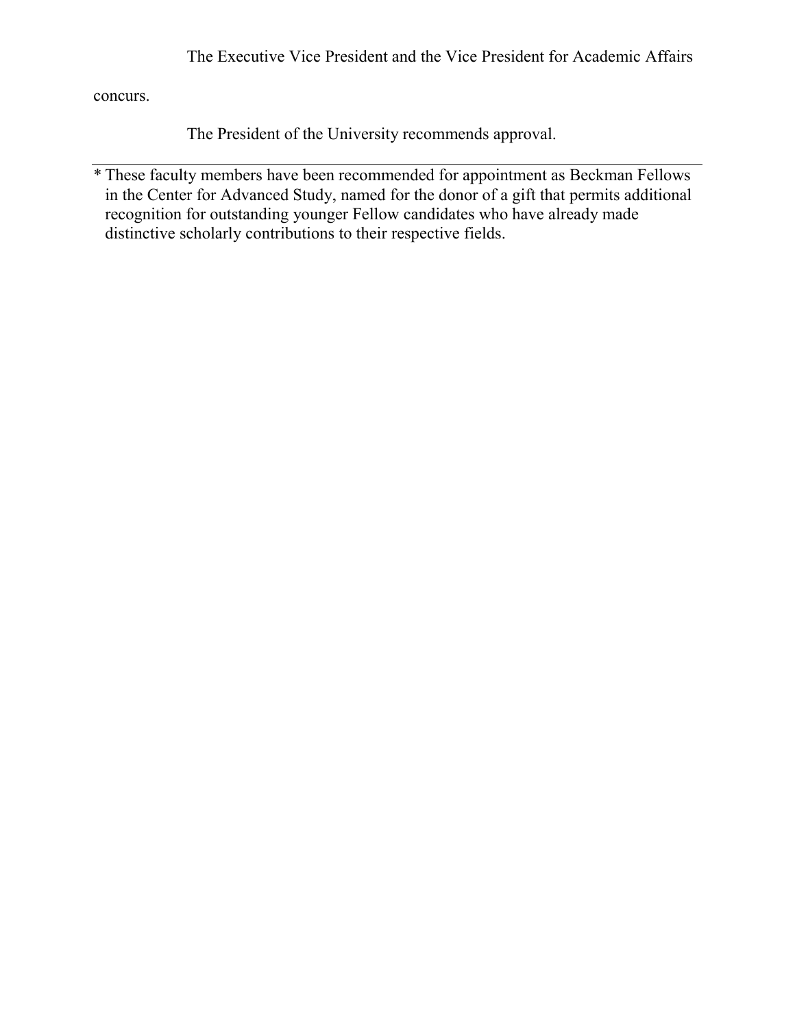The Executive Vice President and the Vice President for Academic Affairs concurs.

The President of the University recommends approval.

---

* These faculty members have been recommended for appointment as Beckman Fellows in the Center for Advanced Study, named for the donor of a gift that permits additional recognition for outstanding younger Fellow candidates who have already made distinctive scholarly contributions to their respective fields.